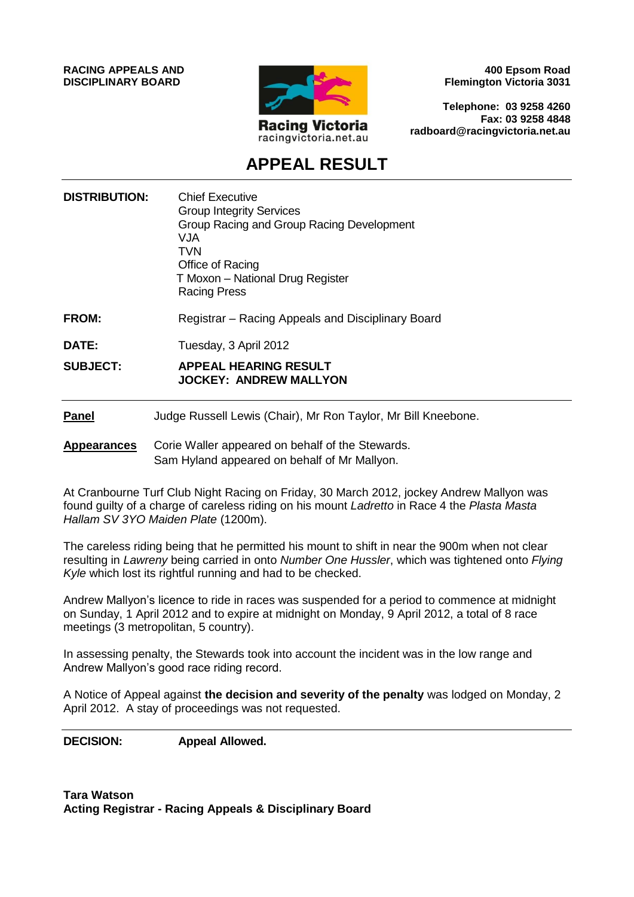**RACING APPEALS AND DISCIPLINARY BOARD**

Racing Victoria
racingvictoria.net.au

**400 Epsom Road**
**Flemington Victoria 3031**

**Telephone: 03 9258 4260**
**Fax: 03 9258 4848**
**radboard@racingvictoria.net.au**

# APPEAL RESULT

---

**DISTRIBUTION:** Chief Executive
Group Integrity Services
Group Racing and Group Racing Development
VJA
TVN
Office of Racing
T Moxon – National Drug Register
Racing Press

**FROM:** Registrar – Racing Appeals and Disciplinary Board

**DATE:** Tuesday, 3 April 2012

**SUBJECT:** **APPEAL HEARING RESULT**
**JOCKEY: ANDREW MALLYON**

---

**Panel** Judge Russell Lewis (Chair), Mr Ron Taylor, Mr Bill Kneebone.

**Appearances** Corie Waller appeared on behalf of the Stewards.
Sam Hyland appeared on behalf of Mr Mallyon.

At Cranbourne Turf Club Night Racing on Friday, 30 March 2012, jockey Andrew Mallyon was found guilty of a charge of careless riding on his mount *Ladretto* in Race 4 the *Plasta Masta Hallam SV 3YO Maiden Plate* (1200m).

The careless riding being that he permitted his mount to shift in near the 900m when not clear resulting in *Lawreny* being carried in onto *Number One Hussler*, which was tightened onto *Flying Kyle* which lost its rightful running and had to be checked.

Andrew Mallyon's licence to ride in races was suspended for a period to commence at midnight on Sunday, 1 April 2012 and to expire at midnight on Monday, 9 April 2012, a total of 8 race meetings (3 metropolitan, 5 country).

In assessing penalty, the Stewards took into account the incident was in the low range and Andrew Mallyon's good race riding record.

A Notice of Appeal against **the decision and severity of the penalty** was lodged on Monday, 2 April 2012. A stay of proceedings was not requested.

---

**DECISION:** **Appeal Allowed.**

**Tara Watson**
**Acting Registrar - Racing Appeals & Disciplinary Board**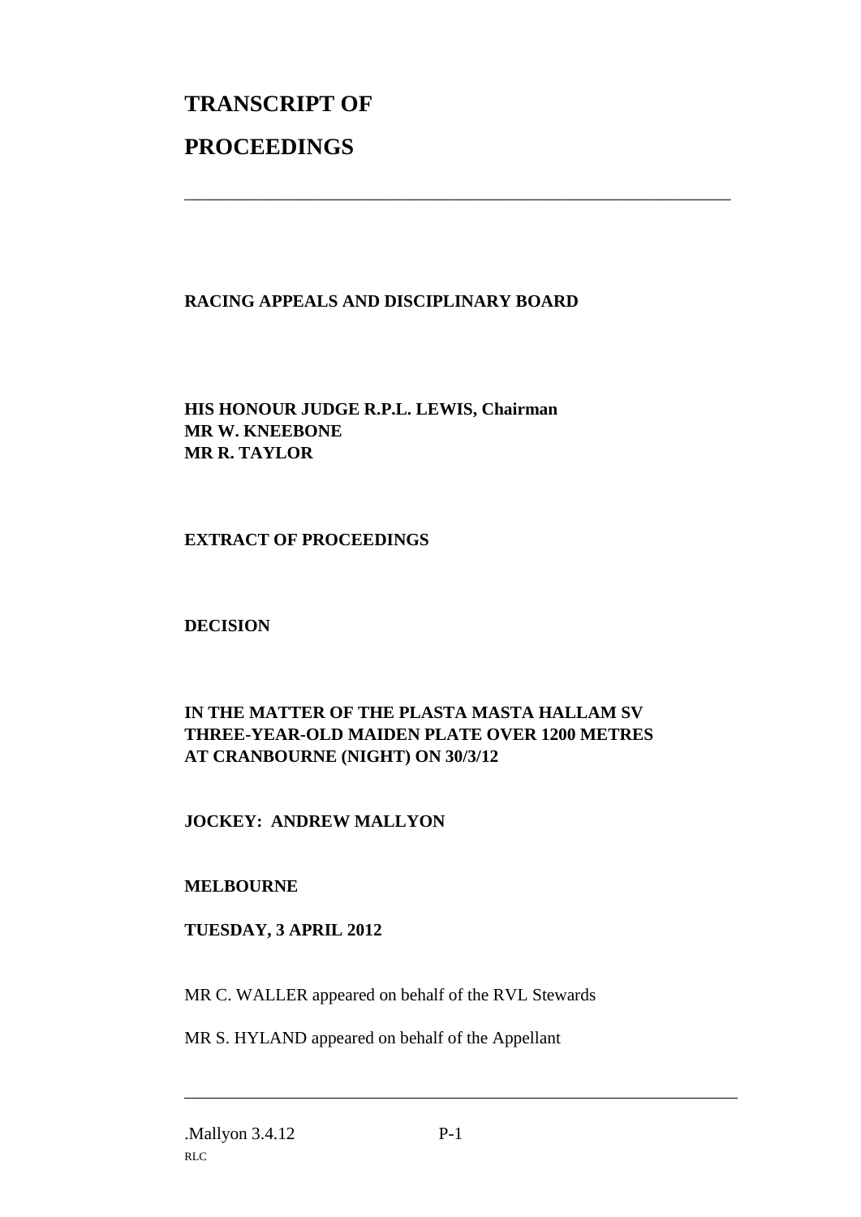# TRANSCRIPT OF PROCEEDINGS

---

**RACING APPEALS AND DISCIPLINARY BOARD**

**HIS HONOUR JUDGE R.P.L. LEWIS, Chairman**
**MR W. KNEEBONE**
**MR R. TAYLOR**

**EXTRACT OF PROCEEDINGS**

**DECISION**

**IN THE MATTER OF THE PLASTA MASTA HALLAM SV THREE-YEAR-OLD MAIDEN PLATE OVER 1200 METRES AT CRANBOURNE (NIGHT) ON 30/3/12**

**JOCKEY: ANDREW MALLYON**

**MELBOURNE**

**TUESDAY, 3 APRIL 2012**

MR C. WALLER appeared on behalf of the RVL Stewards

MR S. HYLAND appeared on behalf of the Appellant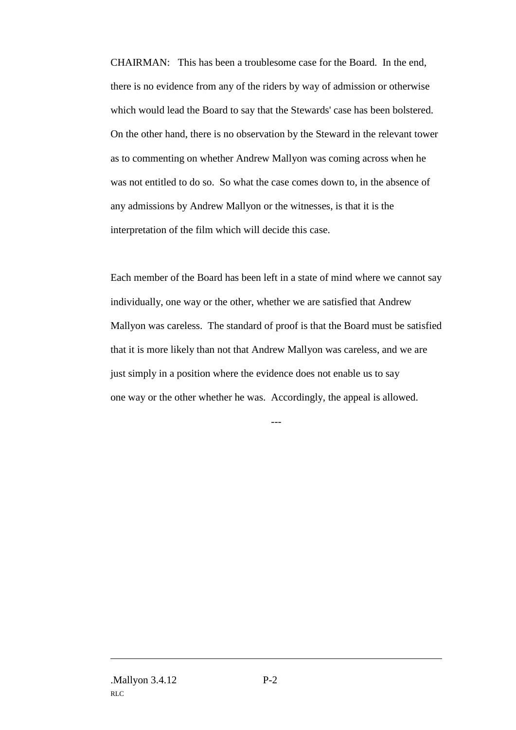CHAIRMAN: This has been a troublesome case for the Board. In the end, there is no evidence from any of the riders by way of admission or otherwise which would lead the Board to say that the Stewards' case has been bolstered. On the other hand, there is no observation by the Steward in the relevant tower as to commenting on whether Andrew Mallyon was coming across when he was not entitled to do so. So what the case comes down to, in the absence of any admissions by Andrew Mallyon or the witnesses, is that it is the interpretation of the film which will decide this case.

Each member of the Board has been left in a state of mind where we cannot say individually, one way or the other, whether we are satisfied that Andrew Mallyon was careless. The standard of proof is that the Board must be satisfied that it is more likely than not that Andrew Mallyon was careless, and we are just simply in a position where the evidence does not enable us to say one way or the other whether he was. Accordingly, the appeal is allowed.

---